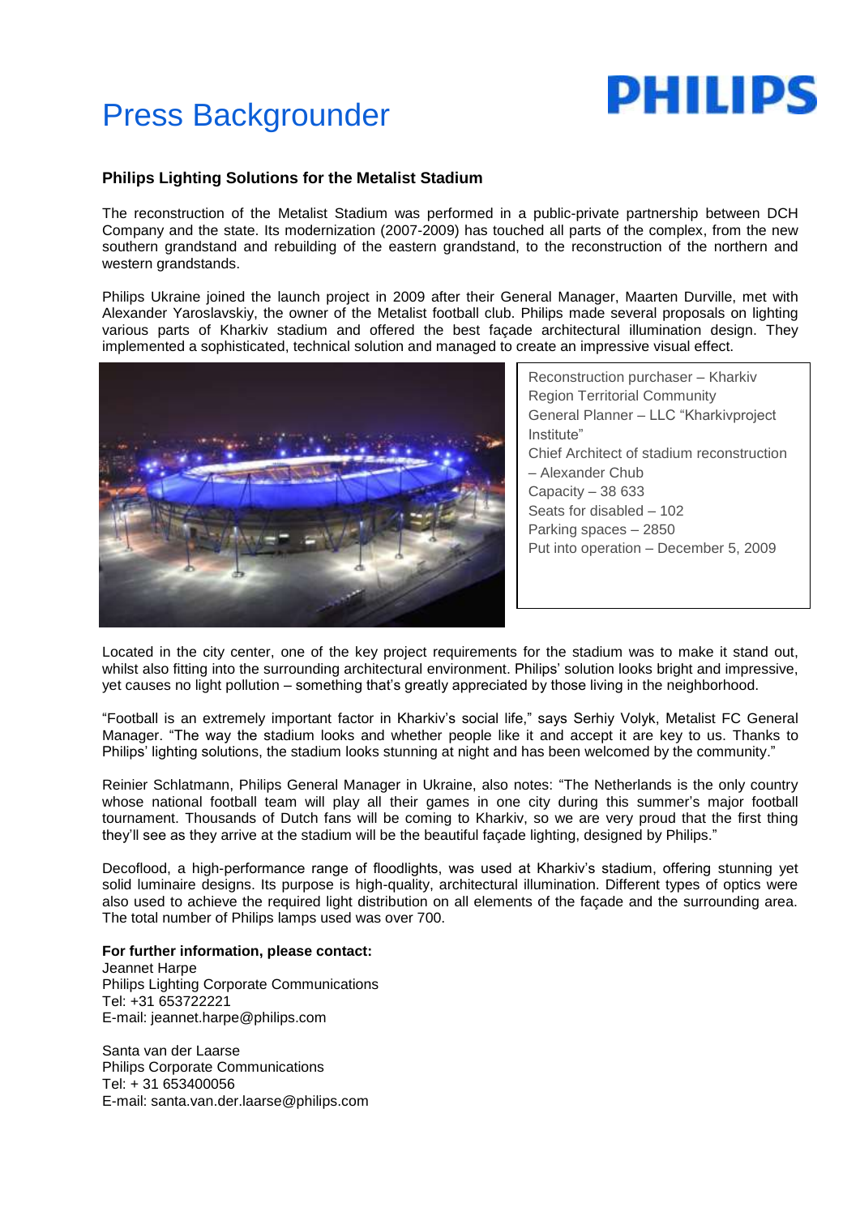# Press Backgrounder

**PHILIPS**

### Philips Lighting Solutions for the Metalist Stadium

The reconstruction of the Metalist Stadium was performed in a public-private partnership between DCH Company and the state. Its modernization (2007-2009) has touched all parts of the complex, from the new southern grandstand and rebuilding of the eastern grandstand, to the reconstruction of the northern and western grandstands.

Philips Ukraine joined the launch project in 2009 after their General Manager, Maarten Durville, met with Alexander Yaroslavskiy, the owner of the Metalist football club. Philips made several proposals on lighting various parts of Kharkiv stadium and offered the best façade architectural illumination design. They implemented a sophisticated, technical solution and managed to create an impressive visual effect.

Reconstruction purchaser – Kharkiv Region Territorial Community
General Planner – LLC "Kharkivproject Institute"
Chief Architect of stadium reconstruction – Alexander Chub
Capacity – 38 633
Seats for disabled – 102
Parking spaces – 2850
Put into operation – December 5, 2009

Located in the city center, one of the key project requirements for the stadium was to make it stand out, whilst also fitting into the surrounding architectural environment. Philips' solution looks bright and impressive, yet causes no light pollution – something that's greatly appreciated by those living in the neighborhood.

"Football is an extremely important factor in Kharkiv's social life," says Serhiy Volyk, Metalist FC General Manager. "The way the stadium looks and whether people like it and accept it are key to us. Thanks to Philips' lighting solutions, the stadium looks stunning at night and has been welcomed by the community."

Reinier Schlatmann, Philips General Manager in Ukraine, also notes: "The Netherlands is the only country whose national football team will play all their games in one city during this summer's major football tournament. Thousands of Dutch fans will be coming to Kharkiv, so we are very proud that the first thing they'll see as they arrive at the stadium will be the beautiful façade lighting, designed by Philips."

Decoflood, a high-performance range of floodlights, was used at Kharkiv's stadium, offering stunning yet solid luminaire designs. Its purpose is high-quality, architectural illumination. Different types of optics were also used to achieve the required light distribution on all elements of the façade and the surrounding area. The total number of Philips lamps used was over 700.

**For further information, please contact:**
Jeannet Harpe
Philips Lighting Corporate Communications
Tel: +31 653722221
E-mail: jeannet.harpe@philips.com

Santa van der Laarse
Philips Corporate Communications
Tel: + 31 653400056
E-mail: santa.van.der.laarse@philips.com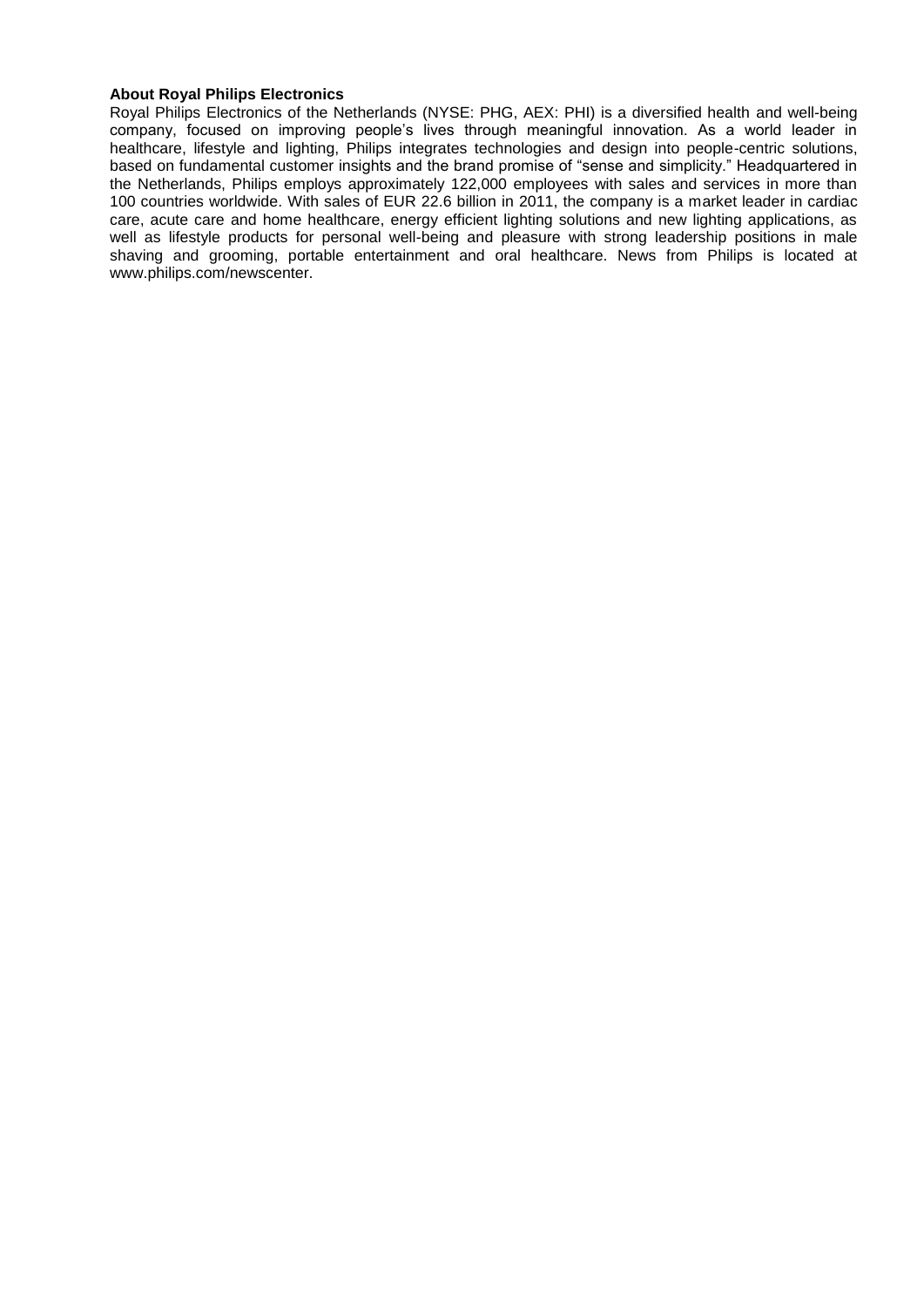**About Royal Philips Electronics**

Royal Philips Electronics of the Netherlands (NYSE: PHG, AEX: PHI) is a diversified health and well-being company, focused on improving people's lives through meaningful innovation. As a world leader in healthcare, lifestyle and lighting, Philips integrates technologies and design into people-centric solutions, based on fundamental customer insights and the brand promise of "sense and simplicity." Headquartered in the Netherlands, Philips employs approximately 122,000 employees with sales and services in more than 100 countries worldwide. With sales of EUR 22.6 billion in 2011, the company is a market leader in cardiac care, acute care and home healthcare, energy efficient lighting solutions and new lighting applications, as well as lifestyle products for personal well-being and pleasure with strong leadership positions in male shaving and grooming, portable entertainment and oral healthcare. News from Philips is located at www.philips.com/newscenter.